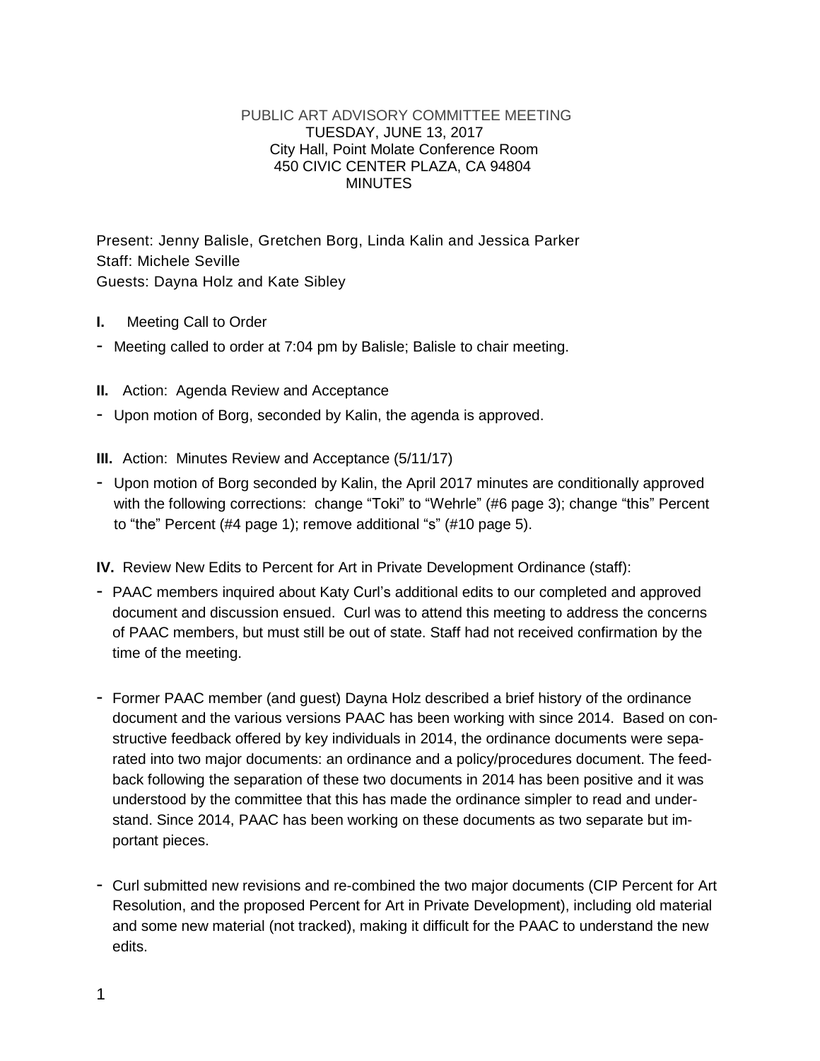# PUBLIC ART ADVISORY COMMITTEE MEETING
TUESDAY, JUNE 13, 2017
City Hall, Point Molate Conference Room
450 CIVIC CENTER PLAZA, CA 94804
MINUTES

Present: Jenny Balisle, Gretchen Borg, Linda Kalin and Jessica Parker
Staff: Michele Seville
Guests: Dayna Holz and Kate Sibley

**I.** Meeting Call to Order

- Meeting called to order at 7:04 pm by Balisle; Balisle to chair meeting.

**II.** Action: Agenda Review and Acceptance

- Upon motion of Borg, seconded by Kalin, the agenda is approved.

**III.** Action: Minutes Review and Acceptance (5/11/17)

- Upon motion of Borg seconded by Kalin, the April 2017 minutes are conditionally approved with the following corrections: change "Toki" to "Wehrle" (#6 page 3); change "this" Percent to "the" Percent (#4 page 1); remove additional "s" (#10 page 5).

**IV.** Review New Edits to Percent for Art in Private Development Ordinance (staff):

- PAAC members inquired about Katy Curl's additional edits to our completed and approved document and discussion ensued. Curl was to attend this meeting to address the concerns of PAAC members, but must still be out of state. Staff had not received confirmation by the time of the meeting.

- Former PAAC member (and guest) Dayna Holz described a brief history of the ordinance document and the various versions PAAC has been working with since 2014. Based on constructive feedback offered by key individuals in 2014, the ordinance documents were separated into two major documents: an ordinance and a policy/procedures document. The feedback following the separation of these two documents in 2014 has been positive and it was understood by the committee that this has made the ordinance simpler to read and understand. Since 2014, PAAC has been working on these documents as two separate but important pieces.

- Curl submitted new revisions and re-combined the two major documents (CIP Percent for Art Resolution, and the proposed Percent for Art in Private Development), including old material and some new material (not tracked), making it difficult for the PAAC to understand the new edits.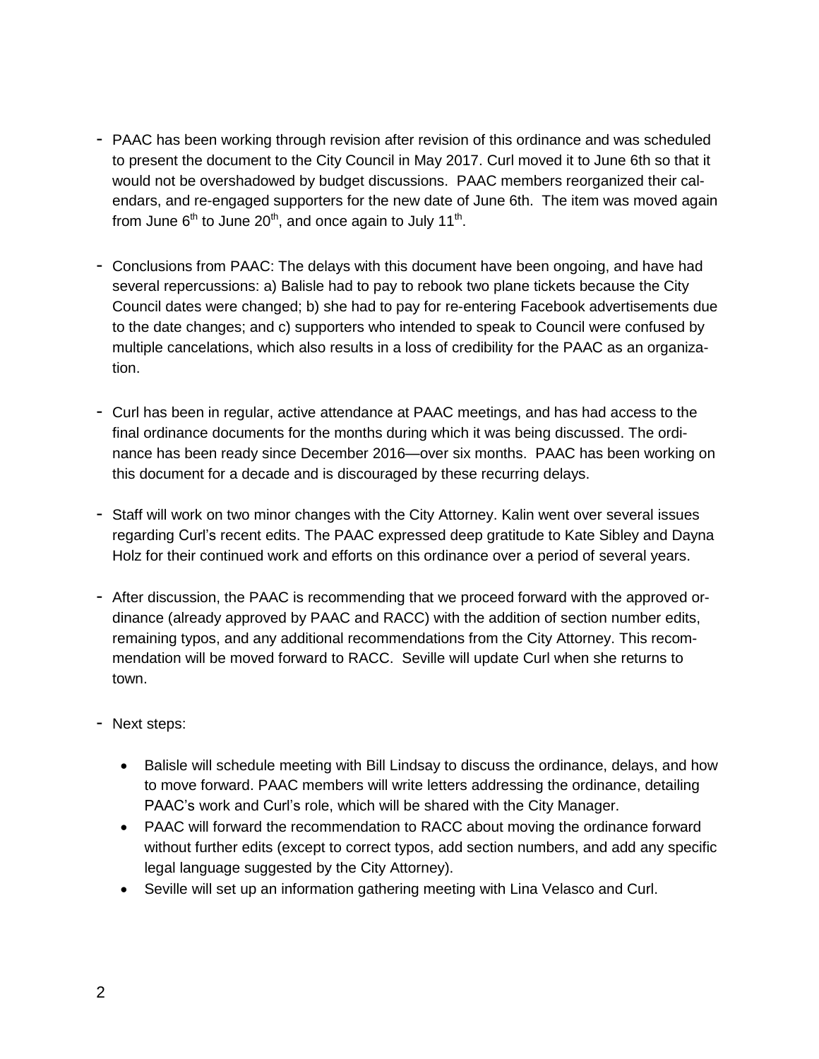- PAAC has been working through revision after revision of this ordinance and was scheduled to present the document to the City Council in May 2017. Curl moved it to June 6th so that it would not be overshadowed by budget discussions. PAAC members reorganized their calendars, and re-engaged supporters for the new date of June 6th. The item was moved again from June 6th to June 20th, and once again to July 11th.

- Conclusions from PAAC: The delays with this document have been ongoing, and have had several repercussions: a) Balisle had to pay to rebook two plane tickets because the City Council dates were changed; b) she had to pay for re-entering Facebook advertisements due to the date changes; and c) supporters who intended to speak to Council were confused by multiple cancelations, which also results in a loss of credibility for the PAAC as an organization.

- Curl has been in regular, active attendance at PAAC meetings, and has had access to the final ordinance documents for the months during which it was being discussed. The ordinance has been ready since December 2016—over six months. PAAC has been working on this document for a decade and is discouraged by these recurring delays.

- Staff will work on two minor changes with the City Attorney. Kalin went over several issues regarding Curl's recent edits. The PAAC expressed deep gratitude to Kate Sibley and Dayna Holz for their continued work and efforts on this ordinance over a period of several years.

- After discussion, the PAAC is recommending that we proceed forward with the approved ordinance (already approved by PAAC and RACC) with the addition of section number edits, remaining typos, and any additional recommendations from the City Attorney. This recommendation will be moved forward to RACC. Seville will update Curl when she returns to town.

- Next steps:

  - Balisle will schedule meeting with Bill Lindsay to discuss the ordinance, delays, and how to move forward. PAAC members will write letters addressing the ordinance, detailing PAAC's work and Curl's role, which will be shared with the City Manager.
  - PAAC will forward the recommendation to RACC about moving the ordinance forward without further edits (except to correct typos, add section numbers, and add any specific legal language suggested by the City Attorney).
  - Seville will set up an information gathering meeting with Lina Velasco and Curl.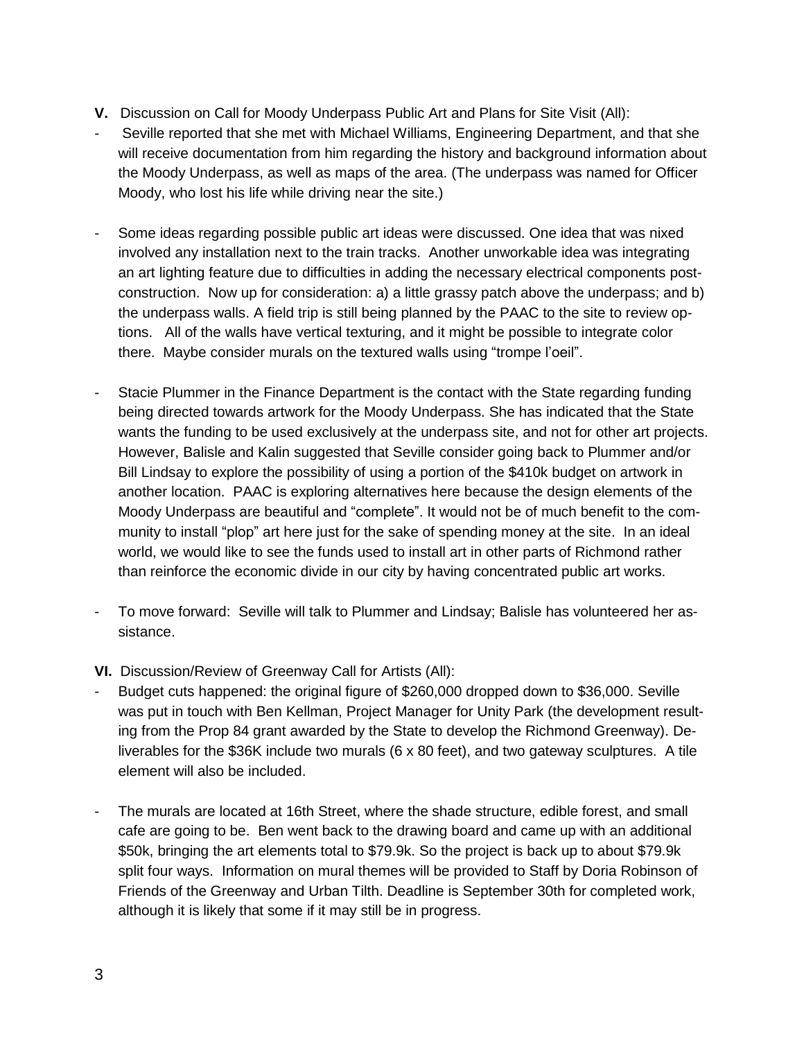**V.** Discussion on Call for Moody Underpass Public Art and Plans for Site Visit (All):

- Seville reported that she met with Michael Williams, Engineering Department, and that she will receive documentation from him regarding the history and background information about the Moody Underpass, as well as maps of the area. (The underpass was named for Officer Moody, who lost his life while driving near the site.)

- Some ideas regarding possible public art ideas were discussed. One idea that was nixed involved any installation next to the train tracks. Another unworkable idea was integrating an art lighting feature due to difficulties in adding the necessary electrical components post-construction. Now up for consideration: a) a little grassy patch above the underpass; and b) the underpass walls. A field trip is still being planned by the PAAC to the site to review options. All of the walls have vertical texturing, and it might be possible to integrate color there. Maybe consider murals on the textured walls using "trompe l'oeil".

- Stacie Plummer in the Finance Department is the contact with the State regarding funding being directed towards artwork for the Moody Underpass. She has indicated that the State wants the funding to be used exclusively at the underpass site, and not for other art projects. However, Balisle and Kalin suggested that Seville consider going back to Plummer and/or Bill Lindsay to explore the possibility of using a portion of the $410k budget on artwork in another location. PAAC is exploring alternatives here because the design elements of the Moody Underpass are beautiful and "complete". It would not be of much benefit to the community to install "plop" art here just for the sake of spending money at the site. In an ideal world, we would like to see the funds used to install art in other parts of Richmond rather than reinforce the economic divide in our city by having concentrated public art works.

- To move forward: Seville will talk to Plummer and Lindsay; Balisle has volunteered her assistance.

**VI.** Discussion/Review of Greenway Call for Artists (All):

- Budget cuts happened: the original figure of $260,000 dropped down to $36,000. Seville was put in touch with Ben Kellman, Project Manager for Unity Park (the development resulting from the Prop 84 grant awarded by the State to develop the Richmond Greenway). Deliverables for the $36K include two murals (6 x 80 feet), and two gateway sculptures. A tile element will also be included.

- The murals are located at 16th Street, where the shade structure, edible forest, and small cafe are going to be. Ben went back to the drawing board and came up with an additional $50k, bringing the art elements total to $79.9k. So the project is back up to about $79.9k split four ways. Information on mural themes will be provided to Staff by Doria Robinson of Friends of the Greenway and Urban Tilth. Deadline is September 30th for completed work, although it is likely that some if it may still be in progress.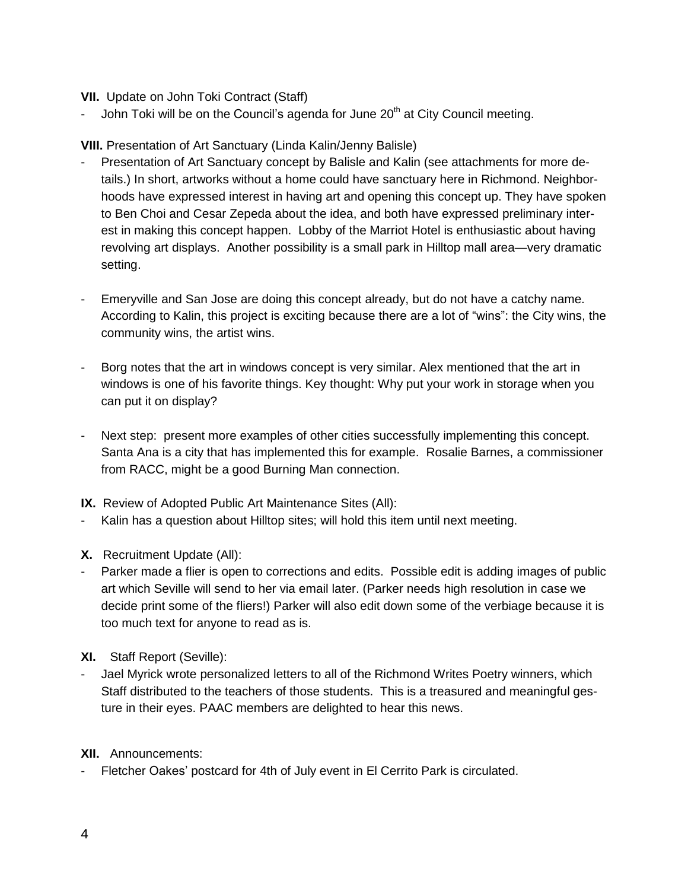**VII.** Update on John Toki Contract (Staff)

- John Toki will be on the Council's agenda for June 20th at City Council meeting.

**VIII.** Presentation of Art Sanctuary (Linda Kalin/Jenny Balisle)

- Presentation of Art Sanctuary concept by Balisle and Kalin (see attachments for more details.) In short, artworks without a home could have sanctuary here in Richmond. Neighborhoods have expressed interest in having art and opening this concept up. They have spoken to Ben Choi and Cesar Zepeda about the idea, and both have expressed preliminary interest in making this concept happen. Lobby of the Marriot Hotel is enthusiastic about having revolving art displays. Another possibility is a small park in Hilltop mall area—very dramatic setting.

- Emeryville and San Jose are doing this concept already, but do not have a catchy name. According to Kalin, this project is exciting because there are a lot of "wins": the City wins, the community wins, the artist wins.

- Borg notes that the art in windows concept is very similar. Alex mentioned that the art in windows is one of his favorite things. Key thought: Why put your work in storage when you can put it on display?

- Next step: present more examples of other cities successfully implementing this concept. Santa Ana is a city that has implemented this for example. Rosalie Barnes, a commissioner from RACC, might be a good Burning Man connection.

**IX.** Review of Adopted Public Art Maintenance Sites (All):

- Kalin has a question about Hilltop sites; will hold this item until next meeting.

**X.** Recruitment Update (All):

- Parker made a flier is open to corrections and edits. Possible edit is adding images of public art which Seville will send to her via email later. (Parker needs high resolution in case we decide print some of the fliers!) Parker will also edit down some of the verbiage because it is too much text for anyone to read as is.

**XI.** Staff Report (Seville):

- Jael Myrick wrote personalized letters to all of the Richmond Writes Poetry winners, which Staff distributed to the teachers of those students. This is a treasured and meaningful gesture in their eyes. PAAC members are delighted to hear this news.

**XII.** Announcements:

- Fletcher Oakes' postcard for 4th of July event in El Cerrito Park is circulated.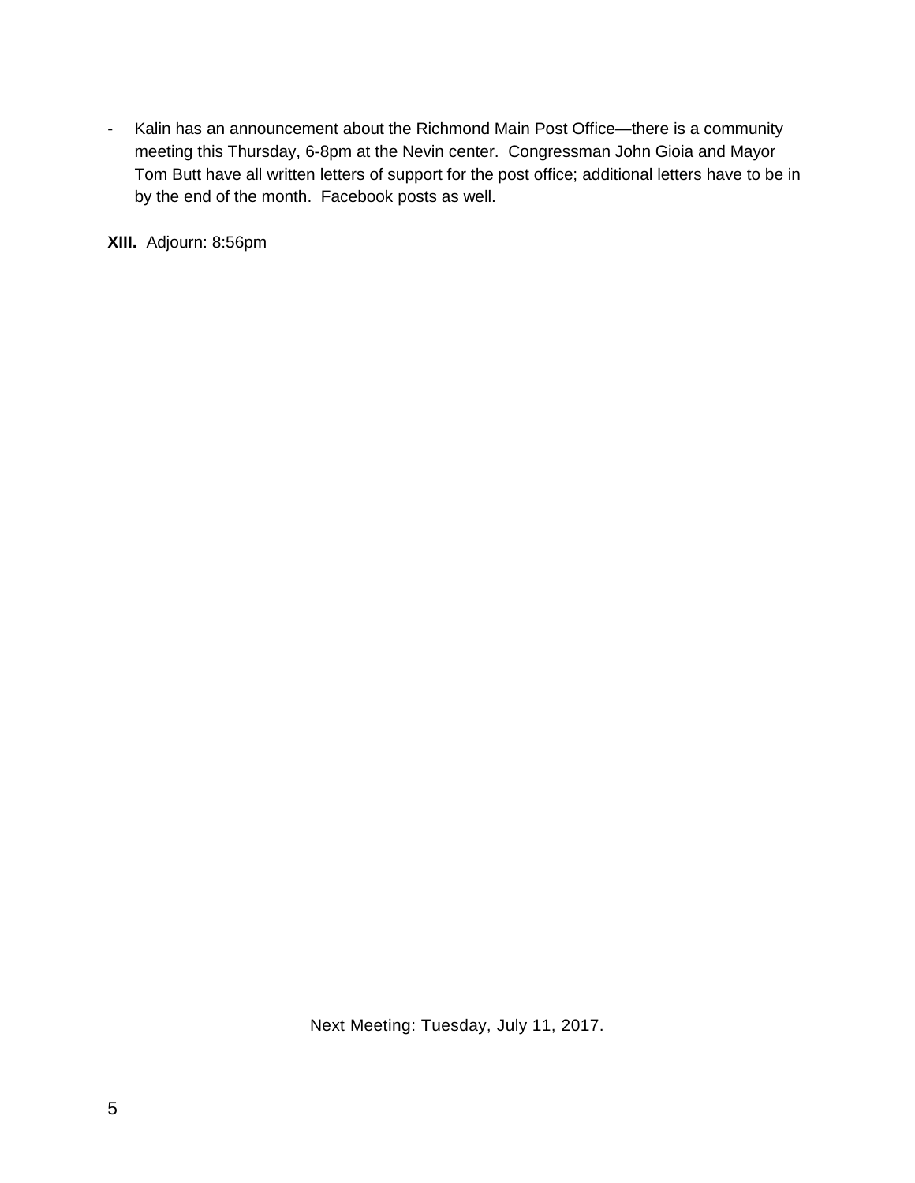- Kalin has an announcement about the Richmond Main Post Office—there is a community meeting this Thursday, 6-8pm at the Nevin center. Congressman John Gioia and Mayor Tom Butt have all written letters of support for the post office; additional letters have to be in by the end of the month. Facebook posts as well.

**XIII.** Adjourn: 8:56pm

Next Meeting: Tuesday, July 11, 2017.